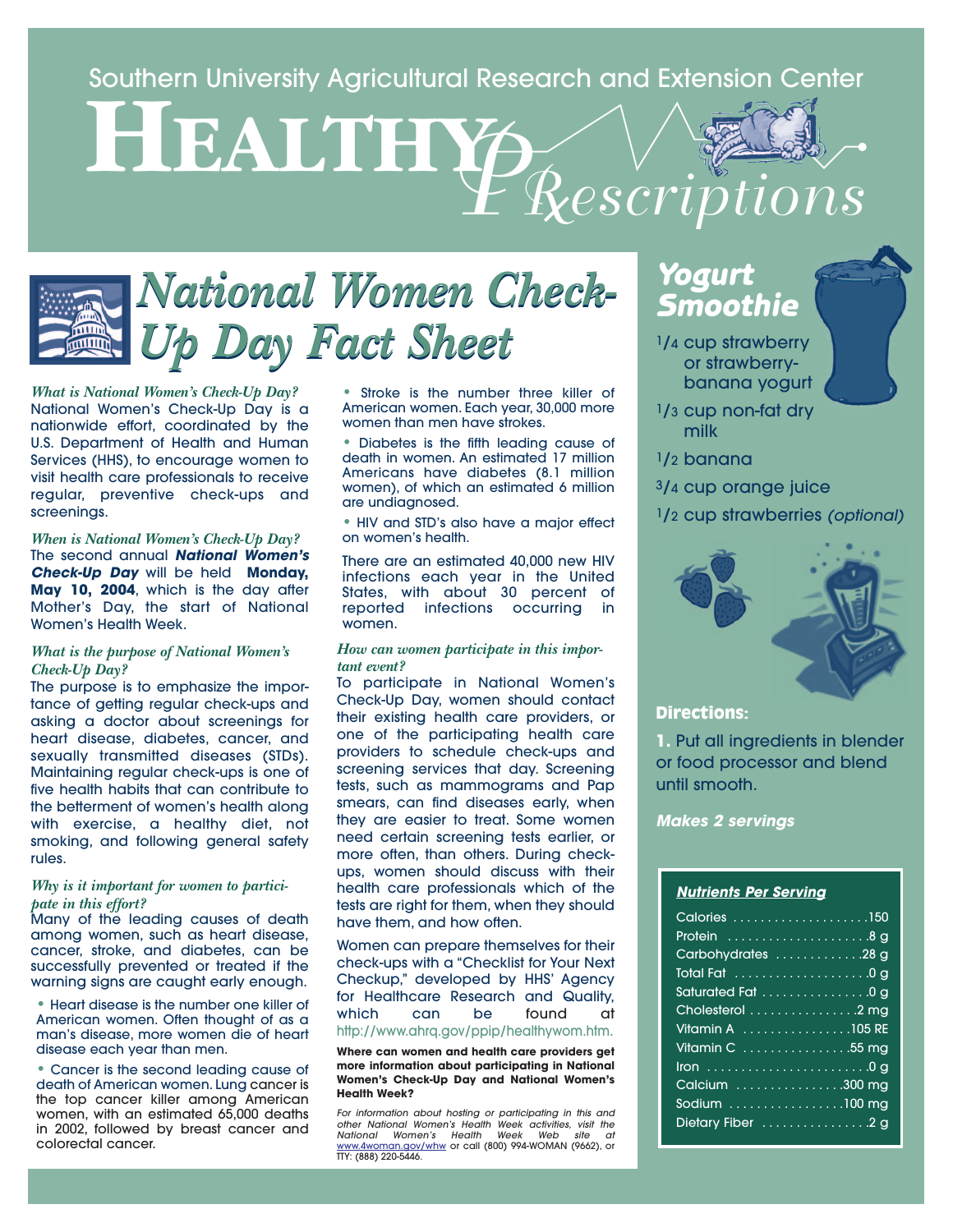Southern University Agricultural Research and Extension Center

# Healthy Prescriptions

## National Women Check-Up Day Fact Sheet

***What is National Women's Check-Up Day?***
National Women's Check-Up Day is a nationwide effort, coordinated by the U.S. Department of Health and Human Services (HHS), to encourage women to visit health care professionals to receive regular, preventive check-ups and screenings.

***When is National Women's Check-Up Day?***
The second annual ***National Women's Check-Up Day*** will be held **Monday, May 10, 2004**, which is the day after Mother's Day, the start of National Women's Health Week.

***What is the purpose of National Women's Check-Up Day?***
The purpose is to emphasize the importance of getting regular check-ups and asking a doctor about screenings for heart disease, diabetes, cancer, and sexually transmitted diseases (STDs). Maintaining regular check-ups is one of five health habits that can contribute to the betterment of women's health along with exercise, a healthy diet, not smoking, and following general safety rules.

***Why is it important for women to participate in this effort?***
Many of the leading causes of death among women, such as heart disease, cancer, stroke, and diabetes, can be successfully prevented or treated if the warning signs are caught early enough.

- Heart disease is the number one killer of American women. Often thought of as a man's disease, more women die of heart disease each year than men.
- Cancer is the second leading cause of death of American women. Lung cancer is the top cancer killer among American women, with an estimated 65,000 deaths in 2002, followed by breast cancer and colorectal cancer.
- Stroke is the number three killer of American women. Each year, 30,000 more women than men have strokes.
- Diabetes is the fifth leading cause of death in women. An estimated 17 million Americans have diabetes (8.1 million women), of which an estimated 6 million are undiagnosed.
- HIV and STD's also have a major effect on women's health.

There are an estimated 40,000 new HIV infections each year in the United States, with about 30 percent of reported infections occurring in women.

***How can women participate in this important event?***
To participate in National Women's Check-Up Day, women should contact their existing health care providers, or one of the participating health care providers to schedule check-ups and screening services that day. Screening tests, such as mammograms and Pap smears, can find diseases early, when they are easier to treat. Some women need certain screening tests earlier, or more often, than others. During check-ups, women should discuss with their health care professionals which of the tests are right for them, when they should have them, and how often.

Women can prepare themselves for their check-ups with a "Checklist for Your Next Checkup," developed by HHS' Agency for Healthcare Research and Quality, which can be found at http://www.ahrq.gov/ppip/healthywom.htm.

**Where can women and health care providers get more information about participating in National Women's Check-Up Day and National Women's Health Week?**

*For information about hosting or participating in this and other National Women's Health Week activities, visit the National Women's Health Week Web site at* www.4woman.gov/whw or call (800) 994-WOMAN (9662), or TTY: (888) 220-5446.

## Yogurt Smoothie

- 1/4 cup strawberry or strawberry-banana yogurt
- 1/3 cup non-fat dry milk
- 1/2 banana
- 3/4 cup orange juice
- 1/2 cup strawberries *(optional)*

**Directions:**

1. Put all ingredients in blender or food processor and blend until smooth.

***Makes 2 servings***

| ***Nutrients Per Serving*** | |
|---|---|
| Calories | 150 |
| Protein | 8 g |
| Carbohydrates | 28 g |
| Total Fat | 0 g |
| Saturated Fat | 0 g |
| Cholesterol | 2 mg |
| Vitamin A | 105 RE |
| Vitamin C | 55 mg |
| Iron | 0 g |
| Calcium | 300 mg |
| Sodium | 100 mg |
| Dietary Fiber | 2 g |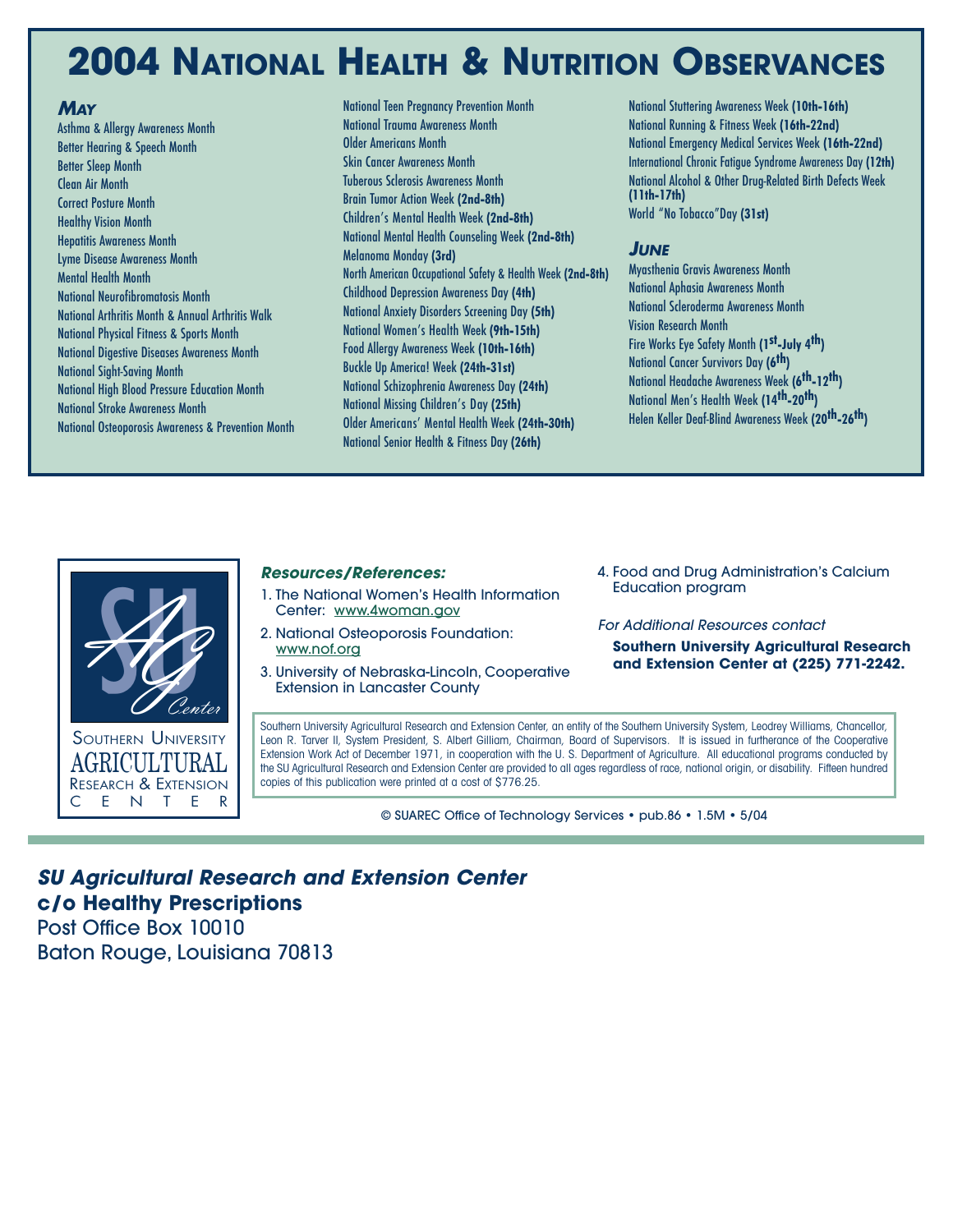# 2004 National Health & Nutrition Observances

### *May*

Asthma & Allergy Awareness Month
Better Hearing & Speech Month
Better Sleep Month
Clean Air Month
Correct Posture Month
Healthy Vision Month
Hepatitis Awareness Month
Lyme Disease Awareness Month
Mental Health Month
National Neurofibromatosis Month
National Arthritis Month & Annual Arthritis Walk
National Physical Fitness & Sports Month
National Digestive Diseases Awareness Month
National Sight-Saving Month
National High Blood Pressure Education Month
National Stroke Awareness Month
National Osteoporosis Awareness & Prevention Month
National Teen Pregnancy Prevention Month
National Trauma Awareness Month
Older Americans Month
Skin Cancer Awareness Month
Tuberous Sclerosis Awareness Month
Brain Tumor Action Week **(2nd-8th)**
Children's Mental Health Week **(2nd-8th)**
National Mental Health Counseling Week **(2nd-8th)**
Melanoma Monday **(3rd)**
North American Occupational Safety & Health Week **(2nd-8th)**
Childhood Depression Awareness Day **(4th)**
National Anxiety Disorders Screening Day **(5th)**
National Women's Health Week **(9th-15th)**
Food Allergy Awareness Week **(10th-16th)**
Buckle Up America! Week **(24th-31st)**
National Schizophrenia Awareness Day **(24th)**
National Missing Children's Day **(25th)**
Older Americans' Mental Health Week **(24th-30th)**
National Senior Health & Fitness Day **(26th)**
National Stuttering Awareness Week **(10th-16th)**
National Running & Fitness Week **(16th-22nd)**
National Emergency Medical Services Week **(16th-22nd)**
International Chronic Fatigue Syndrome Awareness Day **(12th)**
National Alcohol & Other Drug-Related Birth Defects Week **(11th-17th)**
World "No Tobacco" Day **(31st)**

### *June*

Myasthenia Gravis Awareness Month
National Aphasia Awareness Month
National Scleroderma Awareness Month
Vision Research Month
Fire Works Eye Safety Month **(1st-July 4th)**
National Cancer Survivors Day **(6th)**
National Headache Awareness Week **(6th-12th)**
National Men's Health Week **(14th-20th)**
Helen Keller Deaf-Blind Awareness Week **(20th-26th)**

---

SU AG Center

Southern University Agricultural Research & Extension Center

***Resources/References:***

1. The National Women's Health Information Center: www.4woman.gov
2. National Osteoporosis Foundation: www.nof.org
3. University of Nebraska-Lincoln, Cooperative Extension in Lancaster County
4. Food and Drug Administration's Calcium Education program

*For Additional Resources contact*

**Southern University Agricultural Research and Extension Center at (225) 771-2242.**

Southern University Agricultural Research and Extension Center, an entity of the Southern University System, Leodrey Williams, Chancellor, Leon R. Tarver II, System President, S. Albert Gilliam, Chairman, Board of Supervisors. It is issued in furtherance of the Cooperative Extension Work Act of December 1971, in cooperation with the U. S. Department of Agriculture. All educational programs conducted by the SU Agricultural Research and Extension Center are provided to all ages regardless of race, national origin, or disability. Fifteen hundred copies of this publication were printed at a cost of $776.25.

© SUAREC Office of Technology Services • pub.86 • 1.5M • 5/04

***SU Agricultural Research and Extension Center***
**c/o Healthy Prescriptions**
Post Office Box 10010
Baton Rouge, Louisiana 70813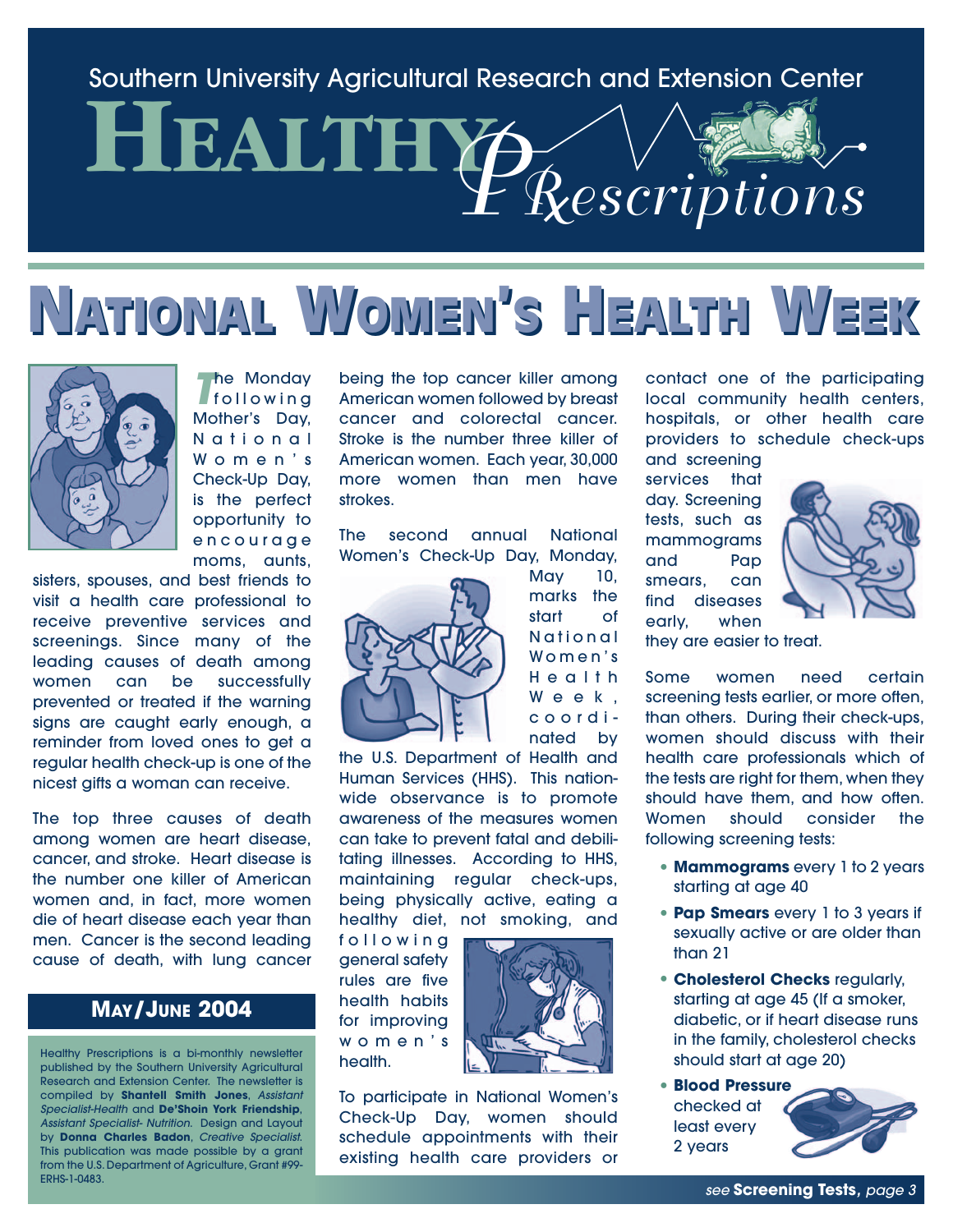Southern University Agricultural Research and Extension Center

# HEALTHY Prescriptions

# NATIONAL WOMEN'S HEALTH WEEK

The Monday following Mother's Day, National Women's Check-Up Day, is the perfect opportunity to encourage moms, aunts, sisters, spouses, and best friends to visit a health care professional to receive preventive services and screenings. Since many of the leading causes of death among women can be successfully prevented or treated if the warning signs are caught early enough, a reminder from loved ones to get a regular health check-up is one of the nicest gifts a woman can receive.

The top three causes of death among women are heart disease, cancer, and stroke. Heart disease is the number one killer of American women and, in fact, more women die of heart disease each year than men. Cancer is the second leading cause of death, with lung cancer being the top cancer killer among American women followed by breast cancer and colorectal cancer. Stroke is the number three killer of American women. Each year, 30,000 more women than men have strokes.

The second annual National Women's Check-Up Day, Monday, May 10, marks the start of National Women's Health Week, coordinated by the U.S. Department of Health and Human Services (HHS). This nation-wide observance is to promote awareness of the measures women can take to prevent fatal and debilitating illnesses. According to HHS, maintaining regular check-ups, being physically active, eating a healthy diet, not smoking, and following general safety rules are five health habits for improving women's health.

To participate in National Women's Check-Up Day, women should schedule appointments with their existing health care providers or contact one of the participating local community health centers, hospitals, or other health care providers to schedule check-ups and screening services that day. Screening tests, such as mammograms and Pap smears, can find diseases early, when they are easier to treat.

Some women need certain screening tests earlier, or more often, than others. During their check-ups, women should discuss with their health care professionals which of the tests are right for them, when they should have them, and how often. Women should consider the following screening tests:

- **Mammograms** every 1 to 2 years starting at age 40
- **Pap Smears** every 1 to 3 years if sexually active or are older than than 21
- **Cholesterol Checks** regularly, starting at age 45 (If a smoker, diabetic, or if heart disease runs in the family, cholesterol checks should start at age 20)
- **Blood Pressure** checked at least every 2 years

*see* **Screening Tests,** *page 3*

## MAY/JUNE 2004

Healthy Prescriptions is a bi-monthly newsletter published by the Southern University Agricultural Research and Extension Center. The newsletter is compiled by **Shantell Smith Jones**, *Assistant Specialist-Health* and **De'Shoin York Friendship**, *Assistant Specialist- Nutrition.* Design and Layout by **Donna Charles Badon**, *Creative Specialist.* This publication was made possible by a grant from the U.S. Department of Agriculture, Grant #99-ERHS-1-0483.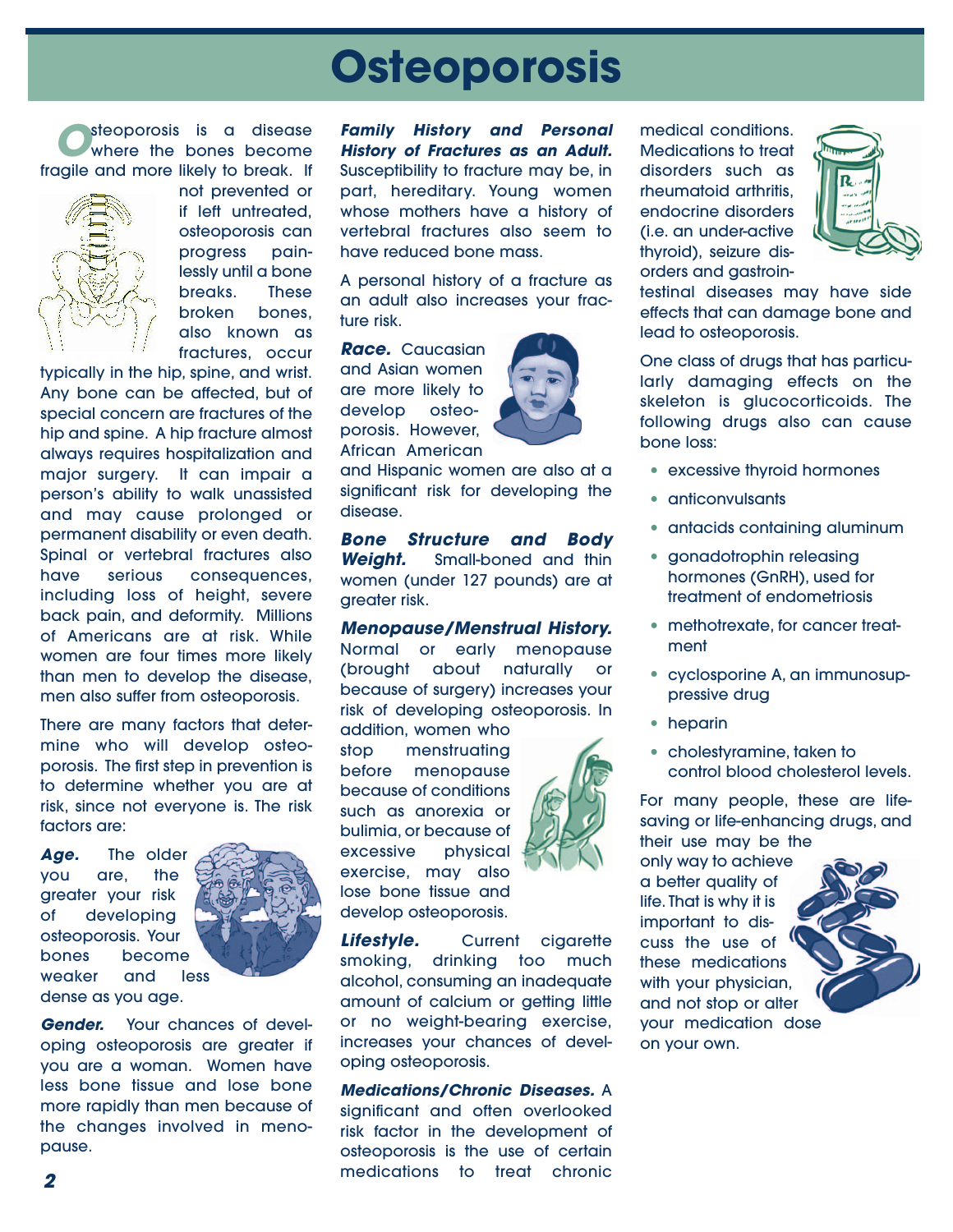# Osteoporosis

Osteoporosis is a disease where the bones become fragile and more likely to break. If not prevented or if left untreated, osteoporosis can progress painlessly until a bone breaks. These broken bones, also known as fractures, occur typically in the hip, spine, and wrist. Any bone can be affected, but of special concern are fractures of the hip and spine. A hip fracture almost always requires hospitalization and major surgery. It can impair a person's ability to walk unassisted and may cause prolonged or permanent disability or even death. Spinal or vertebral fractures also have serious consequences, including loss of height, severe back pain, and deformity. Millions of Americans are at risk. While women are four times more likely than men to develop the disease, men also suffer from osteoporosis.

There are many factors that determine who will develop osteoporosis. The first step in prevention is to determine whether you are at risk, since not everyone is. The risk factors are:

***Age.*** The older you are, the greater your risk of developing osteoporosis. Your bones become weaker and less dense as you age.

***Gender.*** Your chances of developing osteoporosis are greater if you are a woman. Women have less bone tissue and lose bone more rapidly than men because of the changes involved in menopause.

***Family History and Personal History of Fractures as an Adult.*** Susceptibility to fracture may be, in part, hereditary. Young women whose mothers have a history of vertebral fractures also seem to have reduced bone mass.

A personal history of a fracture as an adult also increases your fracture risk.

***Race.*** Caucasian and Asian women are more likely to develop osteoporosis. However, African American and Hispanic women are also at a significant risk for developing the disease.

***Bone Structure and Body Weight.*** Small-boned and thin women (under 127 pounds) are at greater risk.

***Menopause/Menstrual History.*** Normal or early menopause (brought about naturally or because of surgery) increases your risk of developing osteoporosis. In addition, women who stop menstruating before menopause because of conditions such as anorexia or bulimia, or because of excessive physical exercise, may also lose bone tissue and develop osteoporosis.

***Lifestyle.*** Current cigarette smoking, drinking too much alcohol, consuming an inadequate amount of calcium or getting little or no weight-bearing exercise, increases your chances of developing osteoporosis.

***Medications/Chronic Diseases.*** A significant and often overlooked risk factor in the development of osteoporosis is the use of certain medications to treat chronic medical conditions. Medications to treat disorders such as rheumatoid arthritis, endocrine disorders (i.e. an under-active thyroid), seizure disorders and gastrointestinal diseases may have side effects that can damage bone and lead to osteoporosis.

One class of drugs that has particularly damaging effects on the skeleton is glucocorticoids. The following drugs also can cause bone loss:

- excessive thyroid hormones
- anticonvulsants
- antacids containing aluminum
- gonadotrophin releasing hormones (GnRH), used for treatment of endometriosis
- methotrexate, for cancer treatment
- cyclosporine A, an immunosuppressive drug
- heparin
- cholestyramine, taken to control blood cholesterol levels.

For many people, these are life-saving or life-enhancing drugs, and their use may be the only way to achieve a better quality of life. That is why it is important to discuss the use of these medications with your physician, and not stop or alter your medication dose on your own.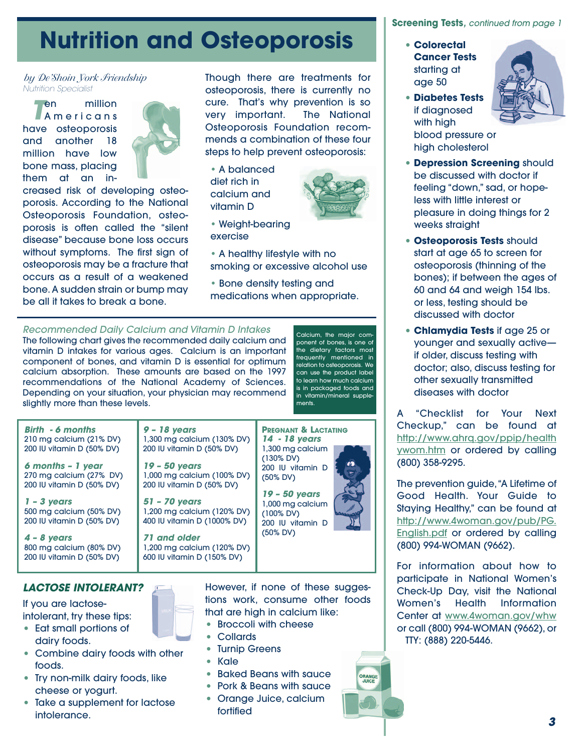# Nutrition and Osteoporosis

*by De'Shoin York Friendship*
*Nutrition Specialist*

Ten million Americans have osteoporosis and another 18 million have low bone mass, placing them at an increased risk of developing osteoporosis. According to the National Osteoporosis Foundation, osteoporosis is often called the "silent disease" because bone loss occurs without symptoms. The first sign of osteoporosis may be a fracture that occurs as a result of a weakened bone. A sudden strain or bump may be all it takes to break a bone.

Though there are treatments for osteoporosis, there is currently no cure. That's why prevention is so very important. The National Osteoporosis Foundation recommends a combination of these four steps to help prevent osteoporosis:

- A balanced diet rich in calcium and vitamin D
- Weight-bearing exercise
- A healthy lifestyle with no smoking or excessive alcohol use
- Bone density testing and medications when appropriate.

*Recommended Daily Calcium and Vitamin D Intakes*

The following chart gives the recommended daily calcium and vitamin D intakes for various ages. Calcium is an important component of bones, and vitamin D is essential for optimum calcium absorption. These amounts are based on the 1997 recommendations of the National Academy of Sciences. Depending on your situation, your physician may recommend slightly more than these levels.

Calcium, the major component of bones, is one of the dietary factors most frequently mentioned in relation to osteoporosis. We can use the product label to learn how much calcium is in packaged foods and in vitamin/mineral supplements.

| | | Pregnant & Lactating |
|---|---|---|
| ***Birth - 6 months*** 210 mg calcium (21% DV) 200 IU vitamin D (50% DV) | ***9 – 18 years*** 1,300 mg calcium (130% DV) 200 IU vitamin D (50% DV) | ***14 - 18 years*** 1,300 mg calcium (130% DV) 200 IU vitamin D (50% DV) |
| ***6 months – 1 year*** 270 mg calcium (27% DV) 200 IU vitamin D (50% DV) | ***19 – 50 years*** 1,000 mg calcium (100% DV) 200 IU vitamin D (50% DV) | ***19 – 50 years*** 1,000 mg calcium (100% DV) 200 IU vitamin D (50% DV) |
| ***1 – 3 years*** 500 mg calcium (50% DV) 200 IU vitamin D (50% DV) | ***51 – 70 years*** 1,200 mg calcium (120% DV) 400 IU vitamin D (1000% DV) | |
| ***4 – 8 years*** 800 mg calcium (80% DV) 200 IU vitamin D (50% DV) | ***71 and older*** 1,200 mg calcium (120% DV) 600 IU vitamin D (150% DV) | |

### *LACTOSE INTOLERANT?*

If you are lactose-intolerant, try these tips:

- Eat small portions of dairy foods.
- Combine dairy foods with other foods.
- Try non-milk dairy foods, like cheese or yogurt.
- Take a supplement for lactose intolerance.

However, if none of these suggestions work, consume other foods that are high in calcium like:

- Broccoli with cheese
- Collards
- Turnip Greens
- Kale
- Baked Beans with sauce
- Pork & Beans with sauce
- Orange Juice, calcium fortified

**Screening Tests,** *continued from page 1*

- **Colorectal Cancer Tests** starting at age 50
- **Diabetes Tests** if diagnosed with high blood pressure or high cholesterol
- **Depression Screening** should be discussed with doctor if feeling "down," sad, or hopeless with little interest or pleasure in doing things for 2 weeks straight
- **Osteoporosis Tests** should start at age 65 to screen for osteoporosis (thinning of the bones); if between the ages of 60 and 64 and weigh 154 lbs. or less, testing should be discussed with doctor
- **Chlamydia Tests** if age 25 or younger and sexually active—if older, discuss testing with doctor; also, discuss testing for other sexually transmitted diseases with doctor

A "Checklist for Your Next Checkup," can be found at http://www.ahrq.gov/ppip/healthywom.htm or ordered by calling (800) 358-9295.

The prevention guide, "A Lifetime of Good Health. Your Guide to Staying Healthy," can be found at http://www.4woman.gov/pub/PG.English.pdf or ordered by calling (800) 994-WOMAN (9662).

For information about how to participate in National Women's Check-Up Day, visit the National Women's Health Information Center at www.4woman.gov/whw or call (800) 994-WOMAN (9662), or TTY: (888) 220-5446.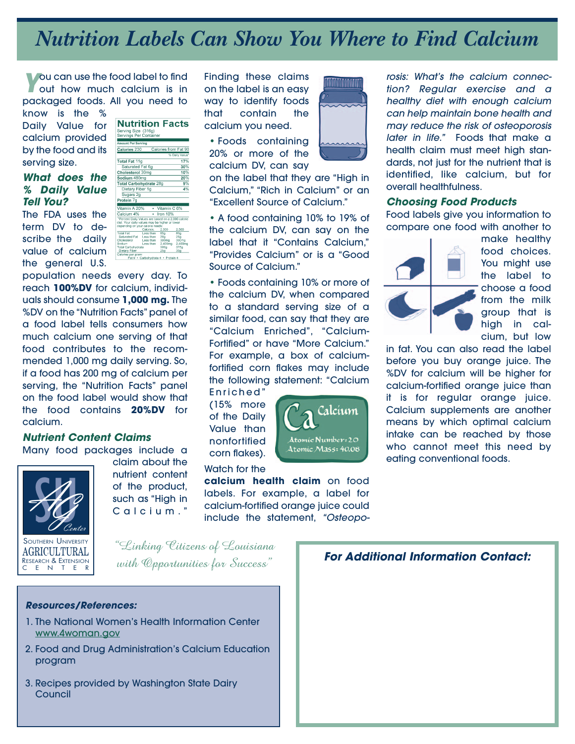// Nutrition Labels Can Show You Where to Find Calcium

You can use the food label to find out how much calcium is in packaged foods. All you need to know is the % Daily Value for calcium provided by the food and its serving size.

### *What does the % Daily Value Tell You?*

The FDA uses the term DV to describe the daily value of calcium the general U.S. population needs every day. To reach **100%DV** for calcium, individuals should consume **1,000 mg.** The %DV on the "Nutrition Facts" panel of a food label tells consumers how much calcium one serving of that food contributes to the recommended 1,000 mg daily serving. So, if a food has 200 mg of calcium per serving, the "Nutrition Facts" panel on the food label would show that the food contains **20%DV** for calcium.

**Nutrition Facts**
Serving Size (316g)
Servings Per Container

| Amount Per Serving | |
|---|---|
| Calories 230 | Calories from Fat 90 |
| | % Daily Value* |
| Total Fat 11g | 17% |
| Saturated Fat 6g | 30% |
| Cholesterol 30mg | 10% |
| Sodium 480mg | 20% |
| Total Carbohydrate 28g | 9% |
| Dietary Fiber 1g | 4% |
| Sugars 2g | |
| Protein 7g | |
| Vitamin A 20% • Vitamin C 6% | |
| Calcium 4% • Iron 10% | |

*Percent Daily Values are based on a 2,000 calorie diet. Your daily values may be higher or lower depending on your calorie needs:

| | | 2,000 | 2,500 |
|---|---|---|---|
| Total Fat | Less than | 65g | 80g |
| Saturated Fat | Less than | 20g | 25g |
| Cholesterol | Less than | 300mg | 300mg |
| Sodium | Less than | 2,400mg | 2,400mg |
| Total Carbohydrate | | 300g | 375g |
| Dietary Fiber | | 25g | 30g |

Calories per gram:
Fat 9 • Carbohydrate 4 • Protein 4

### *Nutrient Content Claims*

Many food packages include a claim about the nutrient content of the product, such as "High in Calcium."

Finding these claims on the label is an easy way to identify foods that contain the calcium you need.

- Foods containing 20% or more of the calcium DV, can say on the label that they are "High in Calcium," "Rich in Calcium" or an "Excellent Source of Calcium."
- A food containing 10% to 19% of the calcium DV, can say on the label that it "Contains Calcium," "Provides Calcium" or is a "Good Source of Calcium."
- Foods containing 10% or more of the calcium DV, when compared to a standard serving size of a similar food, can say that they are "Calcium Enriched", "Calcium-Fortified" or have "More Calcium." For example, a box of calcium-fortified corn flakes may include the following statement: "Calcium Enriched" (15% more of the Daily Value than nonfortified corn flakes).

Ca Calcium
Atomic Number: 20
Atomic Mass: 40.08

Watch for the **calcium health claim** on food labels. For example, a label for calcium-fortified orange juice could include the statement, *"Osteoporosis: What's the calcium connection? Regular exercise and a healthy diet with enough calcium can help maintain bone health and may reduce the risk of osteoporosis later in life."* Foods that make a health claim must meet high standards, not just for the nutrient that is identified, like calcium, but for overall healthfulness.

### *Choosing Food Products*

Food labels give you information to compare one food with another to make healthy food choices. You might use the label to choose a food from the milk group that is high in calcium, but low in fat. You can also read the label before you buy orange juice. The %DV for calcium will be higher for calcium-fortified orange juice than it is for regular orange juice. Calcium supplements are another means by which optimal calcium intake can be reached by those who cannot meet this need by eating conventional foods.

Southern University Agricultural Research & Extension Center

*"Linking Citizens of Louisiana with Opportunities for Success"*

### *For Additional Information Contact:*

### *Resources/References:*

1. The National Women's Health Information Center www.4woman.gov
2. Food and Drug Administration's Calcium Education program
3. Recipes provided by Washington State Dairy Council